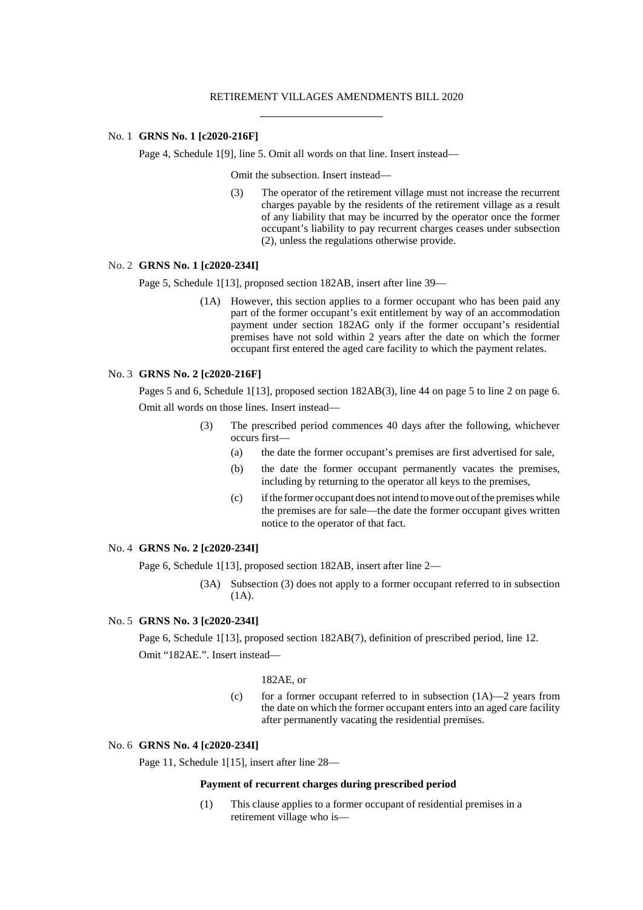RETIREMENT VILLAGES AMENDMENTS BILL 2020

No. 1 **GRNS No. 1 [c2020-216F]**

Page 4, Schedule 1[9], line 5. Omit all words on that line. Insert instead—

Omit the subsection. Insert instead—

(3) The operator of the retirement village must not increase the recurrent charges payable by the residents of the retirement village as a result of any liability that may be incurred by the operator once the former occupant's liability to pay recurrent charges ceases under subsection (2), unless the regulations otherwise provide.

No. 2 **GRNS No. 1 [c2020-234I]**

Page 5, Schedule 1[13], proposed section 182AB, insert after line 39—

(1A) However, this section applies to a former occupant who has been paid any part of the former occupant's exit entitlement by way of an accommodation payment under section 182AG only if the former occupant's residential premises have not sold within 2 years after the date on which the former occupant first entered the aged care facility to which the payment relates.

No. 3 **GRNS No. 2 [c2020-216F]**

Pages 5 and 6, Schedule 1[13], proposed section 182AB(3), line 44 on page 5 to line 2 on page 6. Omit all words on those lines. Insert instead—

(3) The prescribed period commences 40 days after the following, whichever occurs first—

(a) the date the former occupant's premises are first advertised for sale,

(b) the date the former occupant permanently vacates the premises, including by returning to the operator all keys to the premises,

(c) if the former occupant does not intend to move out of the premises while the premises are for sale—the date the former occupant gives written notice to the operator of that fact.

No. 4 **GRNS No. 2 [c2020-234I]**

Page 6, Schedule 1[13], proposed section 182AB, insert after line 2—

(3A) Subsection (3) does not apply to a former occupant referred to in subsection (1A).

No. 5 **GRNS No. 3 [c2020-234I]**

Page 6, Schedule 1[13], proposed section 182AB(7), definition of prescribed period, line 12. Omit "182AE.". Insert instead—

182AE, or

(c) for a former occupant referred to in subsection (1A)—2 years from the date on which the former occupant enters into an aged care facility after permanently vacating the residential premises.

No. 6 **GRNS No. 4 [c2020-234I]**

Page 11, Schedule 1[15], insert after line 28—

**Payment of recurrent charges during prescribed period**

(1) This clause applies to a former occupant of residential premises in a retirement village who is—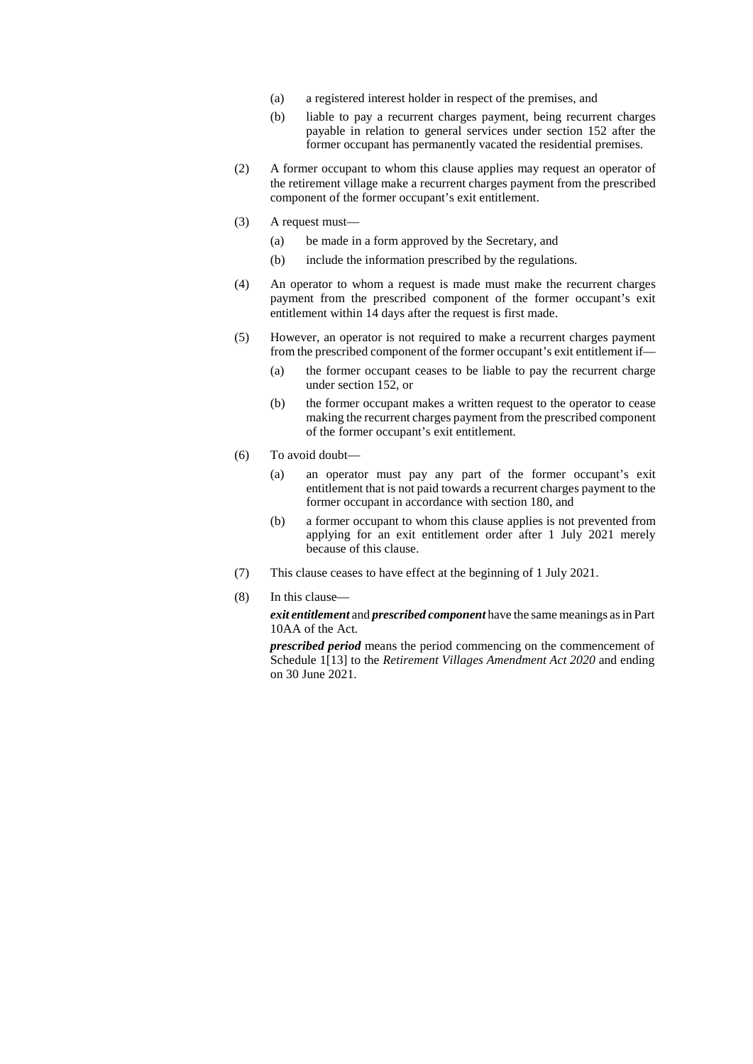(a) a registered interest holder in respect of the premises, and

(b) liable to pay a recurrent charges payment, being recurrent charges payable in relation to general services under section 152 after the former occupant has permanently vacated the residential premises.

(2) A former occupant to whom this clause applies may request an operator of the retirement village make a recurrent charges payment from the prescribed component of the former occupant's exit entitlement.

(3) A request must—

(a) be made in a form approved by the Secretary, and

(b) include the information prescribed by the regulations.

(4) An operator to whom a request is made must make the recurrent charges payment from the prescribed component of the former occupant's exit entitlement within 14 days after the request is first made.

(5) However, an operator is not required to make a recurrent charges payment from the prescribed component of the former occupant's exit entitlement if—

(a) the former occupant ceases to be liable to pay the recurrent charge under section 152, or

(b) the former occupant makes a written request to the operator to cease making the recurrent charges payment from the prescribed component of the former occupant's exit entitlement.

(6) To avoid doubt—

(a) an operator must pay any part of the former occupant's exit entitlement that is not paid towards a recurrent charges payment to the former occupant in accordance with section 180, and

(b) a former occupant to whom this clause applies is not prevented from applying for an exit entitlement order after 1 July 2021 merely because of this clause.

(7) This clause ceases to have effect at the beginning of 1 July 2021.

(8) In this clause—

***exit entitlement*** and ***prescribed component*** have the same meanings as in Part 10AA of the Act.

***prescribed period*** means the period commencing on the commencement of Schedule 1[13] to the *Retirement Villages Amendment Act 2020* and ending on 30 June 2021.